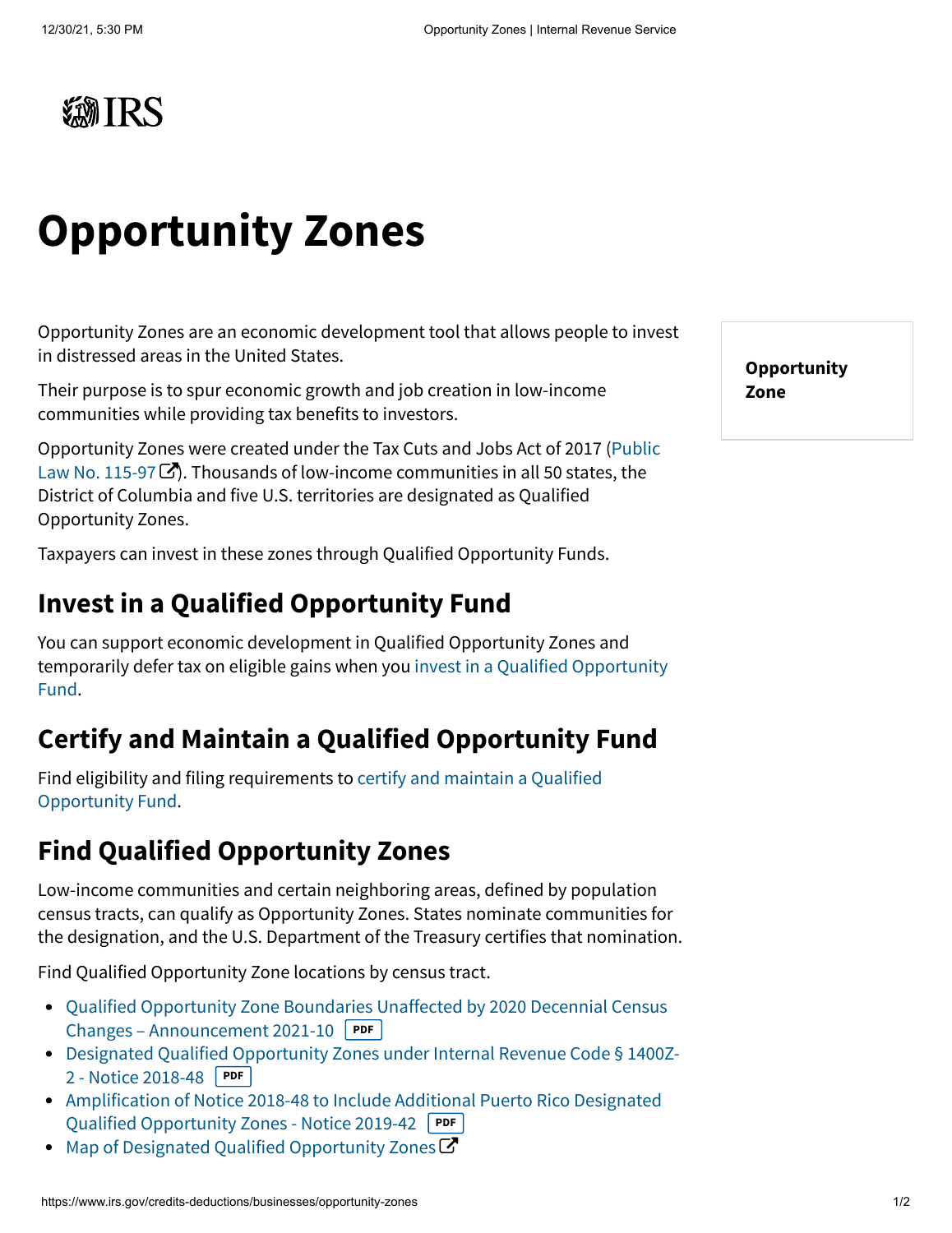# Opportunity Zones

Opportunity Zones are an economic development tool that allows people to invest in distressed areas in the United States.

Their purpose is to spur economic growth and job creation in low-income communities while providing tax benefits to investors.

Opportunity Zones were created under the Tax Cuts and Jobs Act of 2017 (Public Law No. 115-97). Thousands of low-income communities in all 50 states, the District of Columbia and five U.S. territories are designated as Qualified Opportunity Zones.

Taxpayers can invest in these zones through Qualified Opportunity Funds.

**Opportunity Zone**

## Invest in a Qualified Opportunity Fund

You can support economic development in Qualified Opportunity Zones and temporarily defer tax on eligible gains when you invest in a Qualified Opportunity Fund.

## Certify and Maintain a Qualified Opportunity Fund

Find eligibility and filing requirements to certify and maintain a Qualified Opportunity Fund.

## Find Qualified Opportunity Zones

Low-income communities and certain neighboring areas, defined by population census tracts, can qualify as Opportunity Zones. States nominate communities for the designation, and the U.S. Department of the Treasury certifies that nomination.

Find Qualified Opportunity Zone locations by census tract.

- Qualified Opportunity Zone Boundaries Unaffected by 2020 Decennial Census Changes – Announcement 2021-10 PDF
- Designated Qualified Opportunity Zones under Internal Revenue Code § 1400Z-2 - Notice 2018-48 PDF
- Amplification of Notice 2018-48 to Include Additional Puerto Rico Designated Qualified Opportunity Zones - Notice 2019-42 PDF
- Map of Designated Qualified Opportunity Zones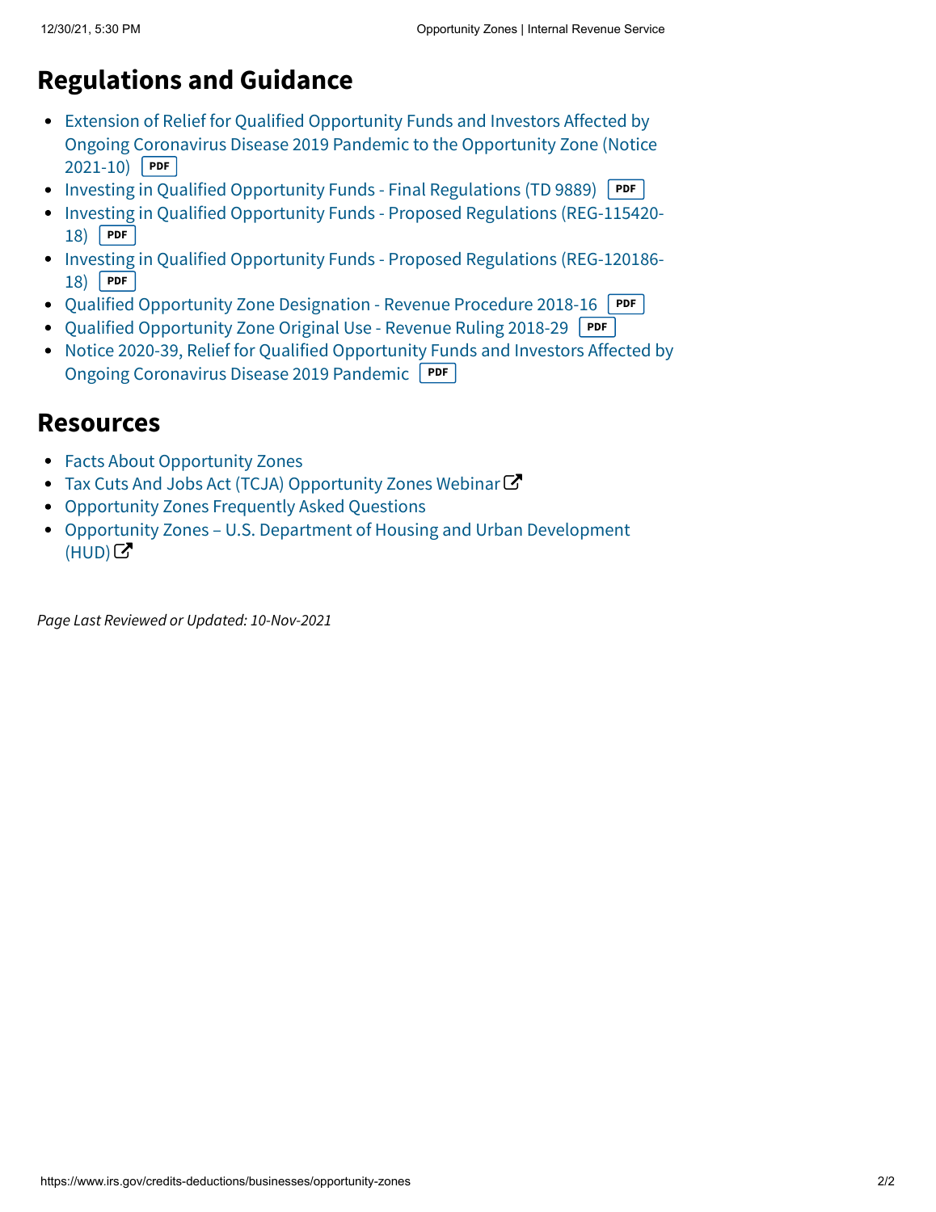## Regulations and Guidance

- Extension of Relief for Qualified Opportunity Funds and Investors Affected by Ongoing Coronavirus Disease 2019 Pandemic to the Opportunity Zone (Notice 2021-10) PDF
- Investing in Qualified Opportunity Funds - Final Regulations (TD 9889) PDF
- Investing in Qualified Opportunity Funds - Proposed Regulations (REG-115420-18) PDF
- Investing in Qualified Opportunity Funds - Proposed Regulations (REG-120186-18) PDF
- Qualified Opportunity Zone Designation - Revenue Procedure 2018-16 PDF
- Qualified Opportunity Zone Original Use - Revenue Ruling 2018-29 PDF
- Notice 2020-39, Relief for Qualified Opportunity Funds and Investors Affected by Ongoing Coronavirus Disease 2019 Pandemic PDF

## Resources

- Facts About Opportunity Zones
- Tax Cuts And Jobs Act (TCJA) Opportunity Zones Webinar
- Opportunity Zones Frequently Asked Questions
- Opportunity Zones – U.S. Department of Housing and Urban Development (HUD)

*Page Last Reviewed or Updated: 10-Nov-2021*